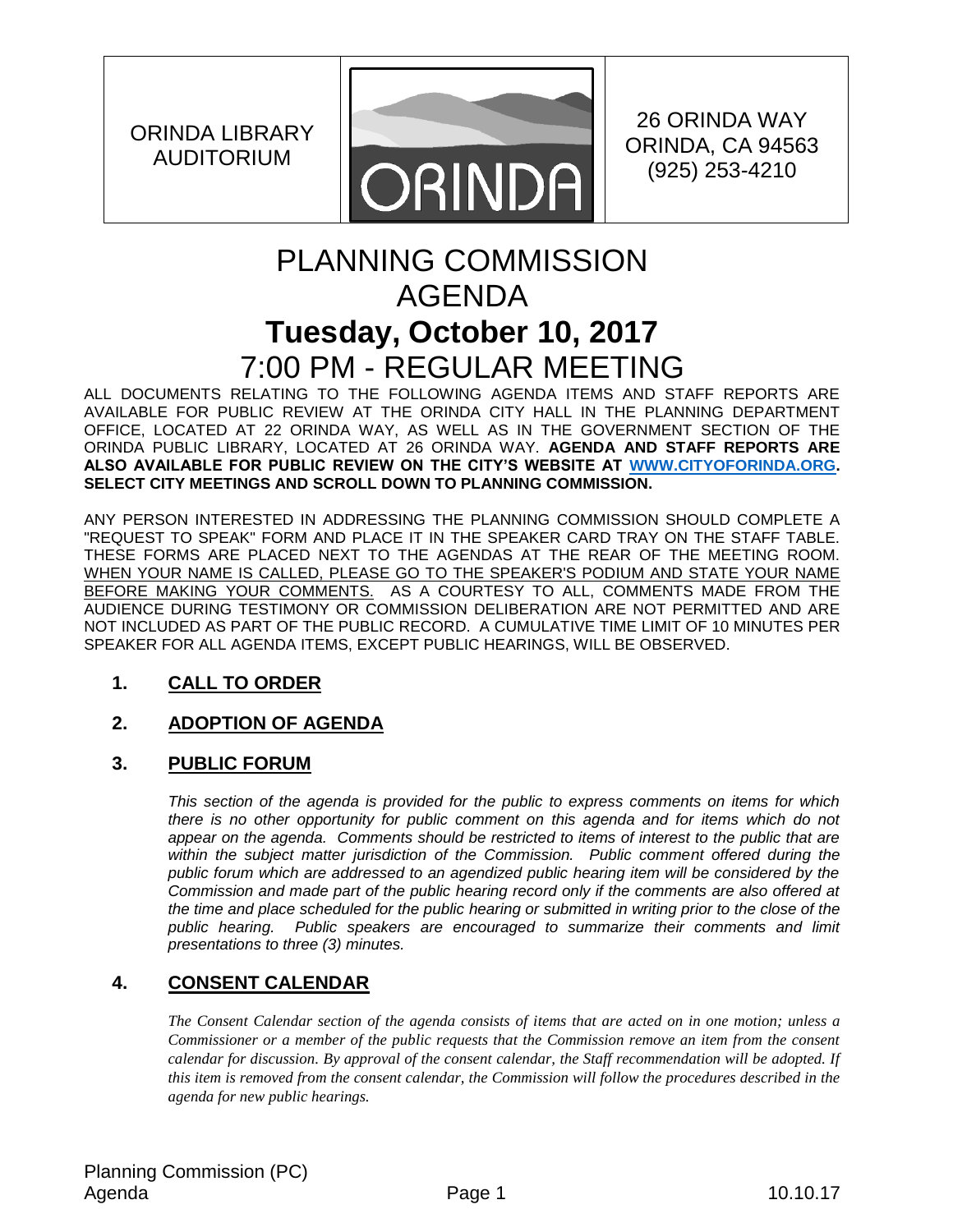| ORINDA LIBRARY AUDITORIUM | ORINDA | 26 ORINDA WAY ORINDA, CA 94563 (925) 253-4210 |
|---|---|---|

# PLANNING COMMISSION AGENDA

## Tuesday, October 10, 2017

## 7:00 PM - REGULAR MEETING

ALL DOCUMENTS RELATING TO THE FOLLOWING AGENDA ITEMS AND STAFF REPORTS ARE AVAILABLE FOR PUBLIC REVIEW AT THE ORINDA CITY HALL IN THE PLANNING DEPARTMENT OFFICE, LOCATED AT 22 ORINDA WAY, AS WELL AS IN THE GOVERNMENT SECTION OF THE ORINDA PUBLIC LIBRARY, LOCATED AT 26 ORINDA WAY. **AGENDA AND STAFF REPORTS ARE ALSO AVAILABLE FOR PUBLIC REVIEW ON THE CITY'S WEBSITE AT WWW.CITYOFORINDA.ORG. SELECT CITY MEETINGS AND SCROLL DOWN TO PLANNING COMMISSION.**

ANY PERSON INTERESTED IN ADDRESSING THE PLANNING COMMISSION SHOULD COMPLETE A "REQUEST TO SPEAK" FORM AND PLACE IT IN THE SPEAKER CARD TRAY ON THE STAFF TABLE. THESE FORMS ARE PLACED NEXT TO THE AGENDAS AT THE REAR OF THE MEETING ROOM. WHEN YOUR NAME IS CALLED, PLEASE GO TO THE SPEAKER'S PODIUM AND STATE YOUR NAME BEFORE MAKING YOUR COMMENTS. AS A COURTESY TO ALL, COMMENTS MADE FROM THE AUDIENCE DURING TESTIMONY OR COMMISSION DELIBERATION ARE NOT PERMITTED AND ARE NOT INCLUDED AS PART OF THE PUBLIC RECORD. A CUMULATIVE TIME LIMIT OF 10 MINUTES PER SPEAKER FOR ALL AGENDA ITEMS, EXCEPT PUBLIC HEARINGS, WILL BE OBSERVED.

### 1. CALL TO ORDER

### 2. ADOPTION OF AGENDA

### 3. PUBLIC FORUM

*This section of the agenda is provided for the public to express comments on items for which there is no other opportunity for public comment on this agenda and for items which do not appear on the agenda. Comments should be restricted to items of interest to the public that are within the subject matter jurisdiction of the Commission. Public comment offered during the public forum which are addressed to an agendized public hearing item will be considered by the Commission and made part of the public hearing record only if the comments are also offered at the time and place scheduled for the public hearing or submitted in writing prior to the close of the public hearing. Public speakers are encouraged to summarize their comments and limit presentations to three (3) minutes.*

### 4. CONSENT CALENDAR

*The Consent Calendar section of the agenda consists of items that are acted on in one motion; unless a Commissioner or a member of the public requests that the Commission remove an item from the consent calendar for discussion. By approval of the consent calendar, the Staff recommendation will be adopted. If this item is removed from the consent calendar, the Commission will follow the procedures described in the agenda for new public hearings.*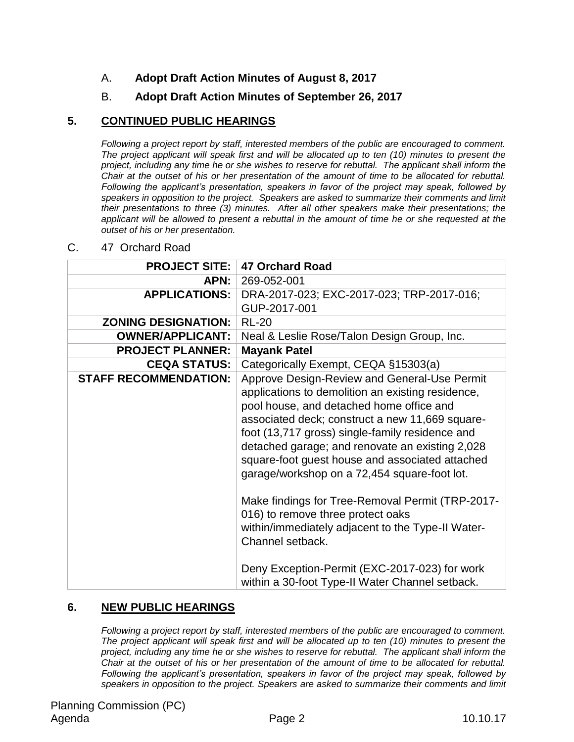A. **Adopt Draft Action Minutes of August 8, 2017**

B. **Adopt Draft Action Minutes of September 26, 2017**

## 5. CONTINUED PUBLIC HEARINGS

*Following a project report by staff, interested members of the public are encouraged to comment. The project applicant will speak first and will be allocated up to ten (10) minutes to present the project, including any time he or she wishes to reserve for rebuttal. The applicant shall inform the Chair at the outset of his or her presentation of the amount of time to be allocated for rebuttal. Following the applicant's presentation, speakers in favor of the project may speak, followed by speakers in opposition to the project. Speakers are asked to summarize their comments and limit their presentations to three (3) minutes. After all other speakers make their presentations; the applicant will be allowed to present a rebuttal in the amount of time he or she requested at the outset of his or her presentation.*

C. 47 Orchard Road

| **PROJECT SITE:** | **47 Orchard Road** |
|---|---|
| **APN:** | 269-052-001 |
| **APPLICATIONS:** | DRA-2017-023; EXC-2017-023; TRP-2017-016; GUP-2017-001 |
| **ZONING DESIGNATION:** | RL-20 |
| **OWNER/APPLICANT:** | Neal & Leslie Rose/Talon Design Group, Inc. |
| **PROJECT PLANNER:** | **Mayank Patel** |
| **CEQA STATUS:** | Categorically Exempt, CEQA §15303(a) |
| **STAFF RECOMMENDATION:** | Approve Design-Review and General-Use Permit applications to demolition an existing residence, pool house, and detached home office and associated deck; construct a new 11,669 square-foot (13,717 gross) single-family residence and detached garage; and renovate an existing 2,028 square-foot guest house and associated attached garage/workshop on a 72,454 square-foot lot.<br><br>Make findings for Tree-Removal Permit (TRP-2017-016) to remove three protect oaks within/immediately adjacent to the Type-II Water-Channel setback.<br><br>Deny Exception-Permit (EXC-2017-023) for work within a 30-foot Type-II Water Channel setback. |

## 6. NEW PUBLIC HEARINGS

*Following a project report by staff, interested members of the public are encouraged to comment. The project applicant will speak first and will be allocated up to ten (10) minutes to present the project, including any time he or she wishes to reserve for rebuttal. The applicant shall inform the Chair at the outset of his or her presentation of the amount of time to be allocated for rebuttal. Following the applicant's presentation, speakers in favor of the project may speak, followed by speakers in opposition to the project. Speakers are asked to summarize their comments and limit*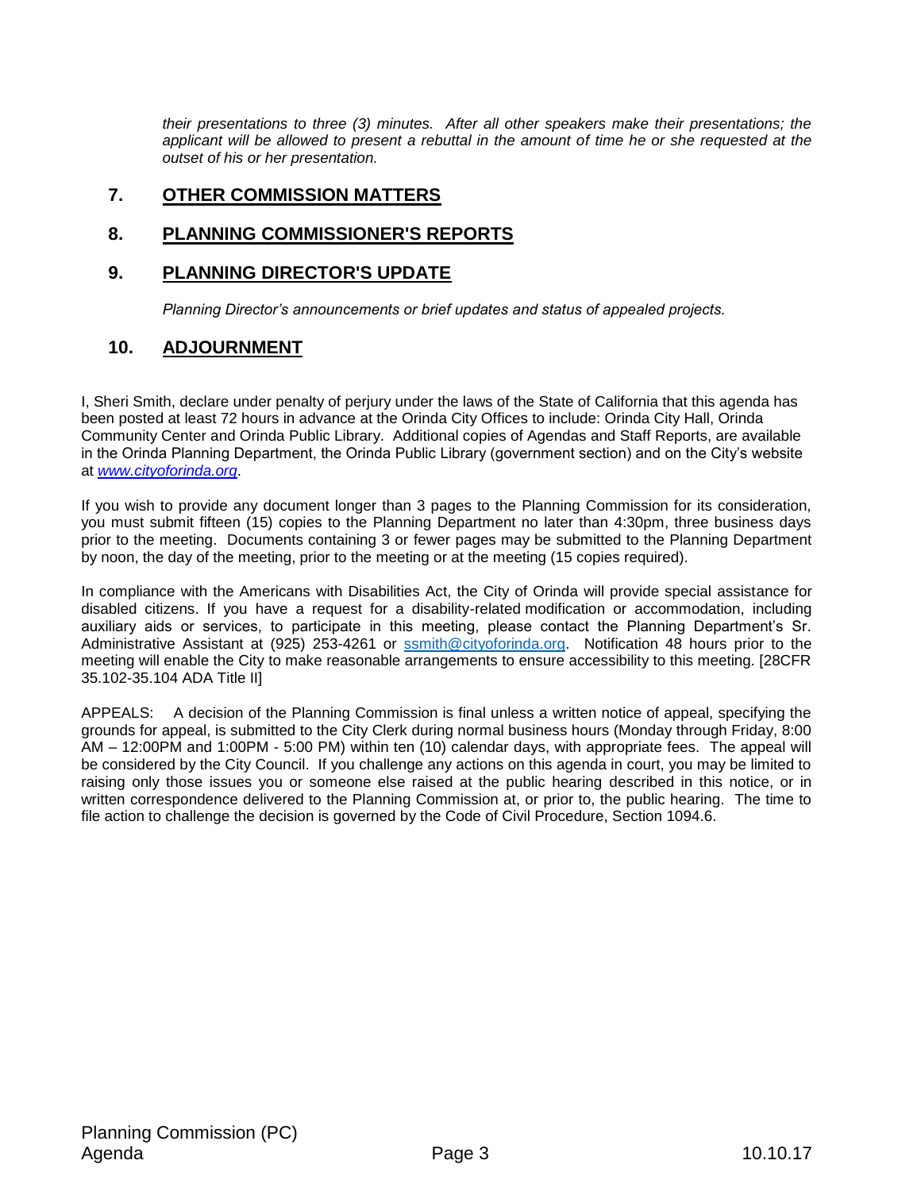*their presentations to three (3) minutes. After all other speakers make their presentations; the applicant will be allowed to present a rebuttal in the amount of time he or she requested at the outset of his or her presentation.*

## 7. OTHER COMMISSION MATTERS

## 8. PLANNING COMMISSIONER'S REPORTS

## 9. PLANNING DIRECTOR'S UPDATE

*Planning Director's announcements or brief updates and status of appealed projects.*

## 10. ADJOURNMENT

I, Sheri Smith, declare under penalty of perjury under the laws of the State of California that this agenda has been posted at least 72 hours in advance at the Orinda City Offices to include: Orinda City Hall, Orinda Community Center and Orinda Public Library. Additional copies of Agendas and Staff Reports, are available in the Orinda Planning Department, the Orinda Public Library (government section) and on the City's website at *www.cityoforinda.org*.

If you wish to provide any document longer than 3 pages to the Planning Commission for its consideration, you must submit fifteen (15) copies to the Planning Department no later than 4:30pm, three business days prior to the meeting. Documents containing 3 or fewer pages may be submitted to the Planning Department by noon, the day of the meeting, prior to the meeting or at the meeting (15 copies required).

In compliance with the Americans with Disabilities Act, the City of Orinda will provide special assistance for disabled citizens. If you have a request for a disability-related modification or accommodation, including auxiliary aids or services, to participate in this meeting, please contact the Planning Department's Sr. Administrative Assistant at (925) 253-4261 or ssmith@cityoforinda.org. Notification 48 hours prior to the meeting will enable the City to make reasonable arrangements to ensure accessibility to this meeting. [28CFR 35.102-35.104 ADA Title II]

APPEALS: A decision of the Planning Commission is final unless a written notice of appeal, specifying the grounds for appeal, is submitted to the City Clerk during normal business hours (Monday through Friday, 8:00 AM – 12:00PM and 1:00PM - 5:00 PM) within ten (10) calendar days, with appropriate fees. The appeal will be considered by the City Council. If you challenge any actions on this agenda in court, you may be limited to raising only those issues you or someone else raised at the public hearing described in this notice, or in written correspondence delivered to the Planning Commission at, or prior to, the public hearing. The time to file action to challenge the decision is governed by the Code of Civil Procedure, Section 1094.6.